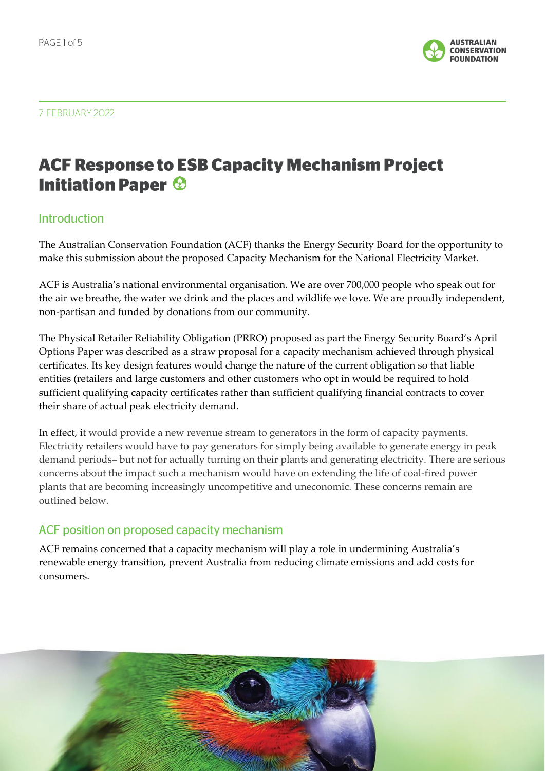7 FEBRUARY 2022

# ACF Response to ESB Capacity Mechanism Project Initiation Paper

## Introduction

The Australian Conservation Foundation (ACF) thanks the Energy Security Board for the opportunity to make this submission about the proposed Capacity Mechanism for the National Electricity Market.

ACF is Australia's national environmental organisation. We are over 700,000 people who speak out for the air we breathe, the water we drink and the places and wildlife we love. We are proudly independent, non-partisan and funded by donations from our community.

The Physical Retailer Reliability Obligation (PRRO) proposed as part the Energy Security Board's April Options Paper was described as a straw proposal for a capacity mechanism achieved through physical certificates. Its key design features would change the nature of the current obligation so that liable entities (retailers and large customers and other customers who opt in would be required to hold sufficient qualifying capacity certificates rather than sufficient qualifying financial contracts to cover their share of actual peak electricity demand.

In effect, it would provide a new revenue stream to generators in the form of capacity payments. Electricity retailers would have to pay generators for simply being available to generate energy in peak demand periods– but not for actually turning on their plants and generating electricity. There are serious concerns about the impact such a mechanism would have on extending the life of coal-fired power plants that are becoming increasingly uncompetitive and uneconomic. These concerns remain are outlined below.

## ACF position on proposed capacity mechanism

ACF remains concerned that a capacity mechanism will play a role in undermining Australia's renewable energy transition, prevent Australia from reducing climate emissions and add costs for consumers.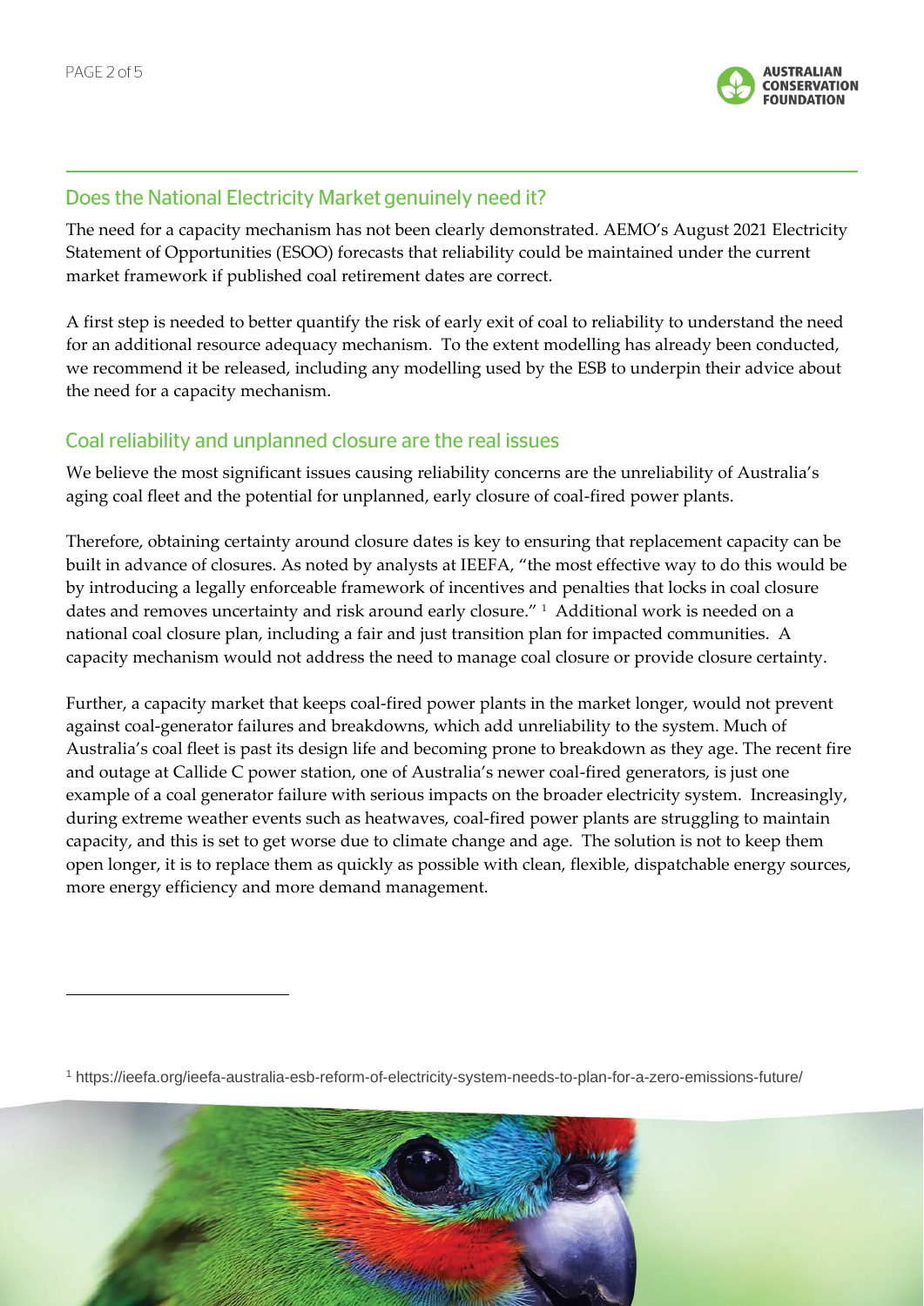## Does the National Electricity Market genuinely need it?

The need for a capacity mechanism has not been clearly demonstrated. AEMO's August 2021 Electricity Statement of Opportunities (ESOO) forecasts that reliability could be maintained under the current market framework if published coal retirement dates are correct.

A first step is needed to better quantify the risk of early exit of coal to reliability to understand the need for an additional resource adequacy mechanism. To the extent modelling has already been conducted, we recommend it be released, including any modelling used by the ESB to underpin their advice about the need for a capacity mechanism.

## Coal reliability and unplanned closure are the real issues

We believe the most significant issues causing reliability concerns are the unreliability of Australia's aging coal fleet and the potential for unplanned, early closure of coal-fired power plants.

Therefore, obtaining certainty around closure dates is key to ensuring that replacement capacity can be built in advance of closures. As noted by analysts at IEEFA, "the most effective way to do this would be by introducing a legally enforceable framework of incentives and penalties that locks in coal closure dates and removes uncertainty and risk around early closure." [1] Additional work is needed on a national coal closure plan, including a fair and just transition plan for impacted communities. A capacity mechanism would not address the need to manage coal closure or provide closure certainty.

Further, a capacity market that keeps coal-fired power plants in the market longer, would not prevent against coal-generator failures and breakdowns, which add unreliability to the system. Much of Australia's coal fleet is past its design life and becoming prone to breakdown as they age. The recent fire and outage at Callide C power station, one of Australia's newer coal-fired generators, is just one example of a coal generator failure with serious impacts on the broader electricity system. Increasingly, during extreme weather events such as heatwaves, coal-fired power plants are struggling to maintain capacity, and this is set to get worse due to climate change and age. The solution is not to keep them open longer, it is to replace them as quickly as possible with clean, flexible, dispatchable energy sources, more energy efficiency and more demand management.

---

[1] https://ieefa.org/ieefa-australia-esb-reform-of-electricity-system-needs-to-plan-for-a-zero-emissions-future/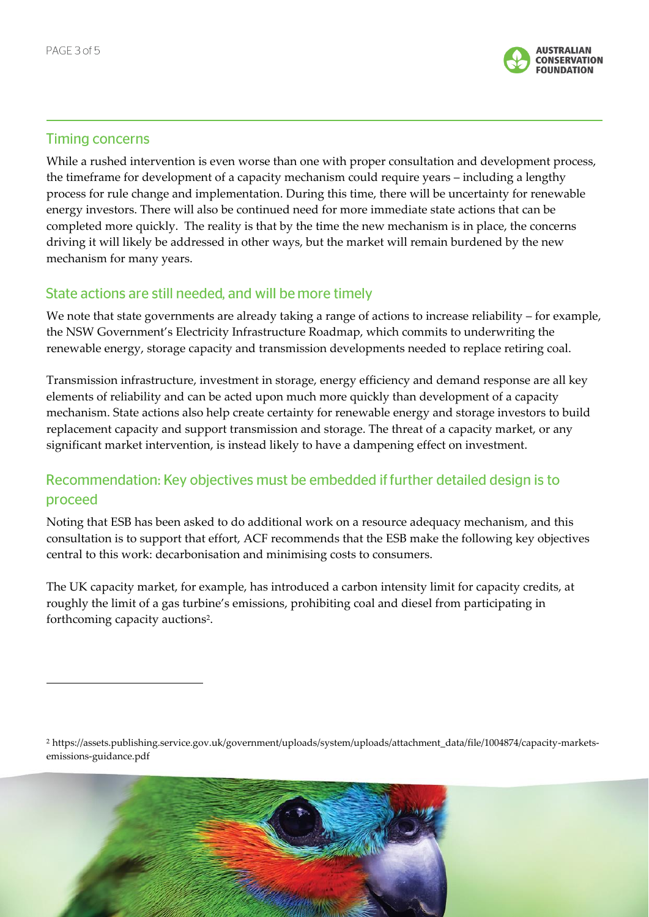## Timing concerns

While a rushed intervention is even worse than one with proper consultation and development process, the timeframe for development of a capacity mechanism could require years – including a lengthy process for rule change and implementation. During this time, there will be uncertainty for renewable energy investors. There will also be continued need for more immediate state actions that can be completed more quickly. The reality is that by the time the new mechanism is in place, the concerns driving it will likely be addressed in other ways, but the market will remain burdened by the new mechanism for many years.

## State actions are still needed, and will be more timely

We note that state governments are already taking a range of actions to increase reliability – for example, the NSW Government's Electricity Infrastructure Roadmap, which commits to underwriting the renewable energy, storage capacity and transmission developments needed to replace retiring coal.

Transmission infrastructure, investment in storage, energy efficiency and demand response are all key elements of reliability and can be acted upon much more quickly than development of a capacity mechanism. State actions also help create certainty for renewable energy and storage investors to build replacement capacity and support transmission and storage. The threat of a capacity market, or any significant market intervention, is instead likely to have a dampening effect on investment.

## Recommendation: Key objectives must be embedded if further detailed design is to proceed

Noting that ESB has been asked to do additional work on a resource adequacy mechanism, and this consultation is to support that effort, ACF recommends that the ESB make the following key objectives central to this work: decarbonisation and minimising costs to consumers.

The UK capacity market, for example, has introduced a carbon intensity limit for capacity credits, at roughly the limit of a gas turbine's emissions, prohibiting coal and diesel from participating in forthcoming capacity auctions[2].

---

[2] https://assets.publishing.service.gov.uk/government/uploads/system/uploads/attachment_data/file/1004874/capacity-markets-emissions-guidance.pdf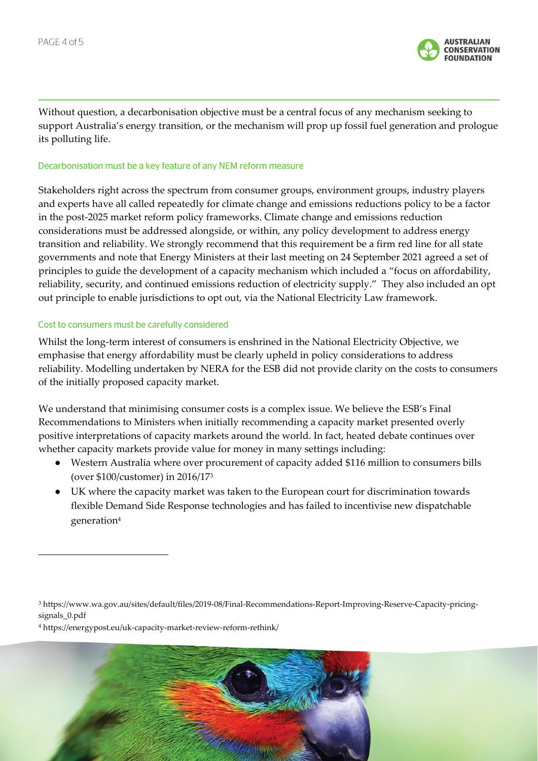Without question, a decarbonisation objective must be a central focus of any mechanism seeking to support Australia's energy transition, or the mechanism will prop up fossil fuel generation and prologue its polluting life.

### Decarbonisation must be a key feature of any NEM reform measure

Stakeholders right across the spectrum from consumer groups, environment groups, industry players and experts have all called repeatedly for climate change and emissions reductions policy to be a factor in the post-2025 market reform policy frameworks. Climate change and emissions reduction considerations must be addressed alongside, or within, any policy development to address energy transition and reliability. We strongly recommend that this requirement be a firm red line for all state governments and note that Energy Ministers at their last meeting on 24 September 2021 agreed a set of principles to guide the development of a capacity mechanism which included a "focus on affordability, reliability, security, and continued emissions reduction of electricity supply." They also included an opt out principle to enable jurisdictions to opt out, via the National Electricity Law framework.

### Cost to consumers must be carefully considered

Whilst the long-term interest of consumers is enshrined in the National Electricity Objective, we emphasise that energy affordability must be clearly upheld in policy considerations to address reliability. Modelling undertaken by NERA for the ESB did not provide clarity on the costs to consumers of the initially proposed capacity market.

We understand that minimising consumer costs is a complex issue. We believe the ESB's Final Recommendations to Ministers when initially recommending a capacity market presented overly positive interpretations of capacity markets around the world. In fact, heated debate continues over whether capacity markets provide value for money in many settings including:

- Western Australia where over procurement of capacity added $116 million to consumers bills (over $100/customer) in 2016/17[3]
- UK where the capacity market was taken to the European court for discrimination towards flexible Demand Side Response technologies and has failed to incentivise new dispatchable generation[4]

---

[3] https://www.wa.gov.au/sites/default/files/2019-08/Final-Recommendations-Report-Improving-Reserve-Capacity-pricing-signals_0.pdf

[4] https://energypost.eu/uk-capacity-market-review-reform-rethink/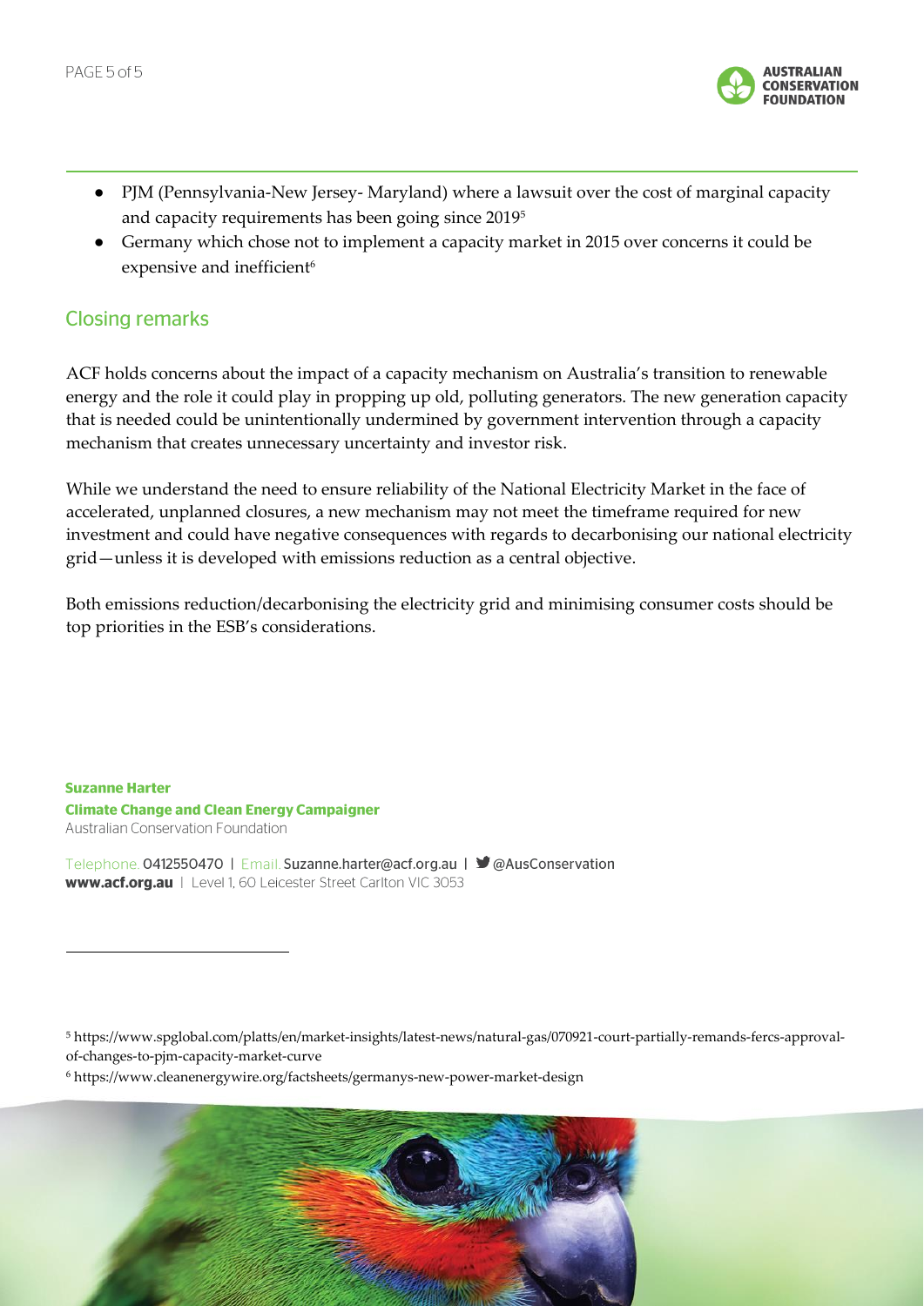- PJM (Pennsylvania-New Jersey- Maryland) where a lawsuit over the cost of marginal capacity and capacity requirements has been going since 2019[5]
- Germany which chose not to implement a capacity market in 2015 over concerns it could be expensive and inefficient[6]

## Closing remarks

ACF holds concerns about the impact of a capacity mechanism on Australia's transition to renewable energy and the role it could play in propping up old, polluting generators. The new generation capacity that is needed could be unintentionally undermined by government intervention through a capacity mechanism that creates unnecessary uncertainty and investor risk.

While we understand the need to ensure reliability of the National Electricity Market in the face of accelerated, unplanned closures, a new mechanism may not meet the timeframe required for new investment and could have negative consequences with regards to decarbonising our national electricity grid—unless it is developed with emissions reduction as a central objective.

Both emissions reduction/decarbonising the electricity grid and minimising consumer costs should be top priorities in the ESB's considerations.

**Suzanne Harter**
**Climate Change and Clean Energy Campaigner**
Australian Conservation Foundation

Telephone. 0412550470 | Email. Suzanne.harter@acf.org.au | @AusConservation
**www.acf.org.au** | Level 1, 60 Leicester Street Carlton VIC 3053

[5] https://www.spglobal.com/platts/en/market-insights/latest-news/natural-gas/070921-court-partially-remands-fercs-approval-of-changes-to-pjm-capacity-market-curve

[6] https://www.cleanenergywire.org/factsheets/germanys-new-power-market-design